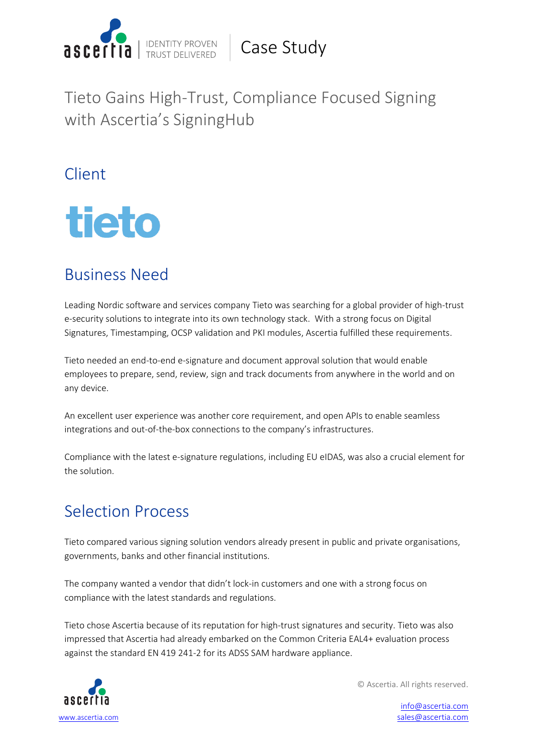IDENTITY PROVEN TRUST DELIVERED | Case Study

# Tieto Gains High-Trust, Compliance Focused Signing with Ascertia's SigningHub

## Client

tieto

## Business Need

Leading Nordic software and services company Tieto was searching for a global provider of high-trust e-security solutions to integrate into its own technology stack. With a strong focus on Digital Signatures, Timestamping, OCSP validation and PKI modules, Ascertia fulfilled these requirements.

Tieto needed an end-to-end e-signature and document approval solution that would enable employees to prepare, send, review, sign and track documents from anywhere in the world and on any device.

An excellent user experience was another core requirement, and open APIs to enable seamless integrations and out-of-the-box connections to the company's infrastructures.

Compliance with the latest e-signature regulations, including EU eIDAS, was also a crucial element for the solution.

## Selection Process

Tieto compared various signing solution vendors already present in public and private organisations, governments, banks and other financial institutions.

The company wanted a vendor that didn't lock-in customers and one with a strong focus on compliance with the latest standards and regulations.

Tieto chose Ascertia because of its reputation for high-trust signatures and security. Tieto was also impressed that Ascertia had already embarked on the Common Criteria EAL4+ evaluation process against the standard EN 419 241-2 for its ADSS SAM hardware appliance.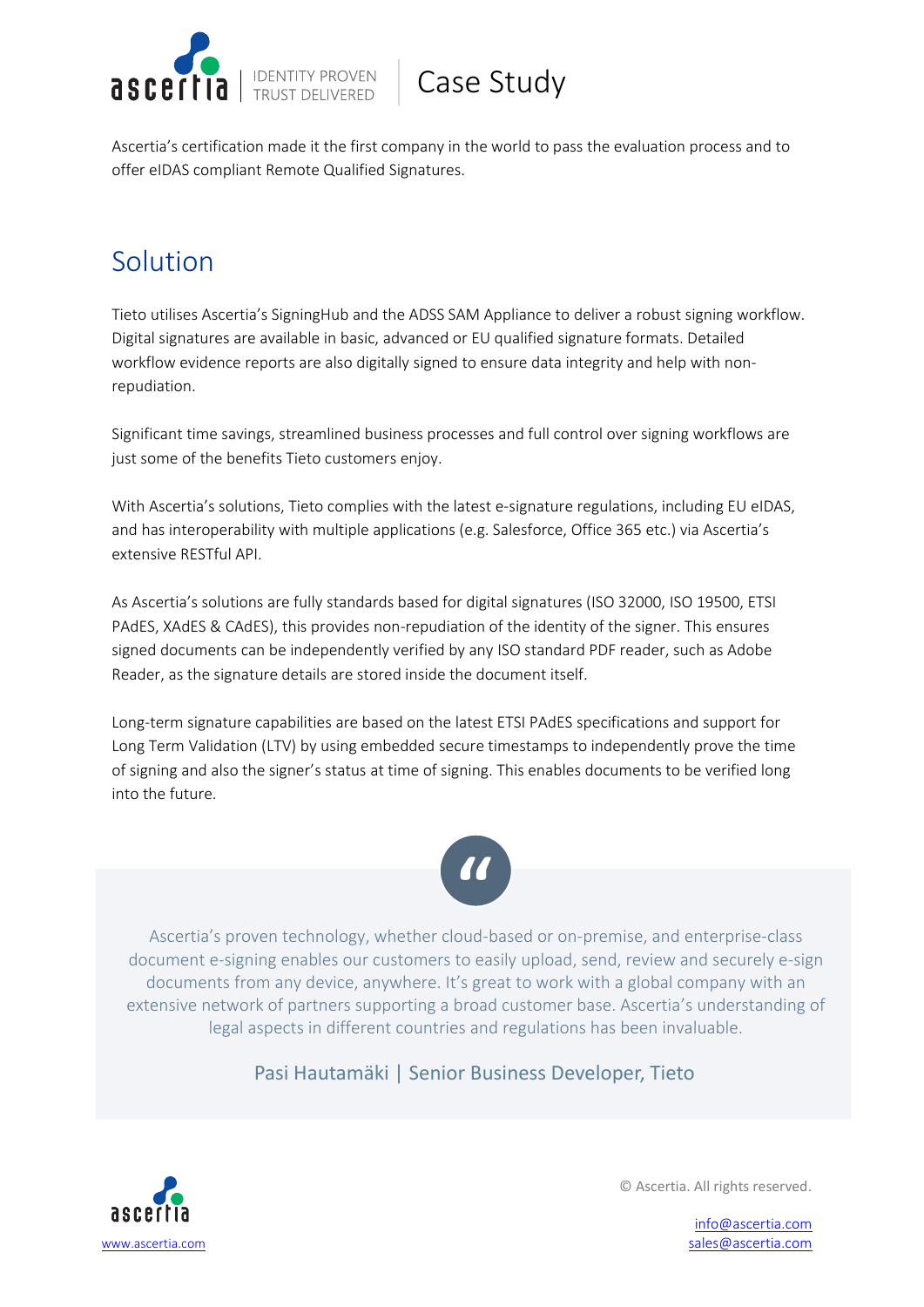Ascertia's certification made it the first company in the world to pass the evaluation process and to offer eIDAS compliant Remote Qualified Signatures.

## Solution

Tieto utilises Ascertia's SigningHub and the ADSS SAM Appliance to deliver a robust signing workflow. Digital signatures are available in basic, advanced or EU qualified signature formats. Detailed workflow evidence reports are also digitally signed to ensure data integrity and help with non-repudiation.

Significant time savings, streamlined business processes and full control over signing workflows are just some of the benefits Tieto customers enjoy.

With Ascertia's solutions, Tieto complies with the latest e-signature regulations, including EU eIDAS, and has interoperability with multiple applications (e.g. Salesforce, Office 365 etc.) via Ascertia's extensive RESTful API.

As Ascertia's solutions are fully standards based for digital signatures (ISO 32000, ISO 19500, ETSI PAdES, XAdES & CAdES), this provides non-repudiation of the identity of the signer. This ensures signed documents can be independently verified by any ISO standard PDF reader, such as Adobe Reader, as the signature details are stored inside the document itself.

Long-term signature capabilities are based on the latest ETSI PAdES specifications and support for Long Term Validation (LTV) by using embedded secure timestamps to independently prove the time of signing and also the signer's status at time of signing. This enables documents to be verified long into the future.

> Ascertia's proven technology, whether cloud-based or on-premise, and enterprise-class document e-signing enables our customers to easily upload, send, review and securely e-sign documents from any device, anywhere. It's great to work with a global company with an extensive network of partners supporting a broad customer base. Ascertia's understanding of legal aspects in different countries and regulations has been invaluable.
>
> Pasi Hautamäki | Senior Business Developer, Tieto

www.ascertia.com

© Ascertia. All rights reserved.

info@ascertia.com
sales@ascertia.com